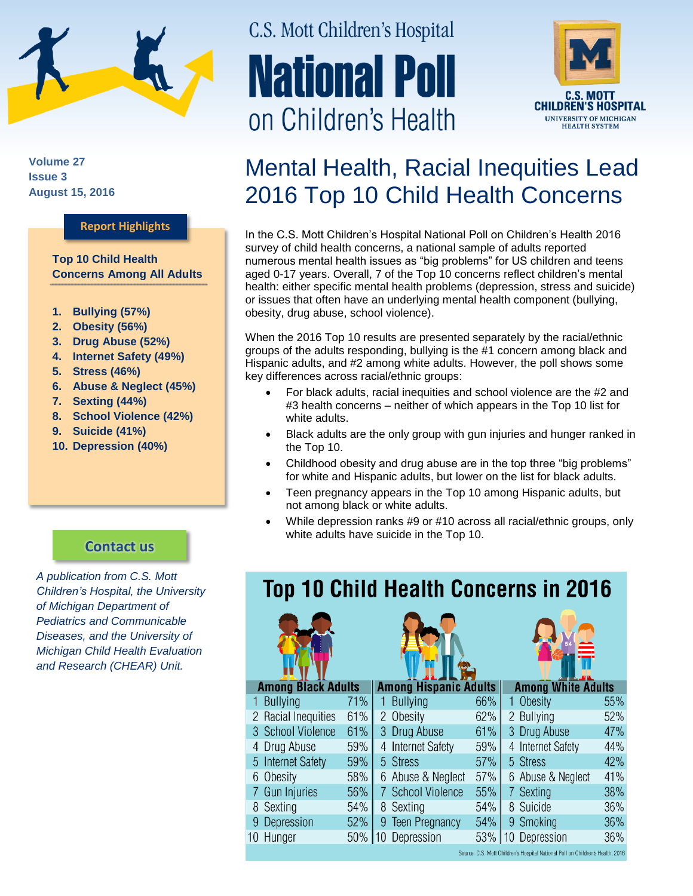C.S. Mott Children's Hospital

# National Poll on Children's Health

C.S. MOTT CHILDREN'S HOSPITAL
UNIVERSITY OF MICHIGAN HEALTH SYSTEM

**Volume 27**
**Issue 3**
**August 15, 2016**

## Mental Health, Racial Inequities Lead 2016 Top 10 Child Health Concerns

**Report Highlights**

**Top 10 Child Health Concerns Among All Adults**

1. **Bullying (57%)**
2. **Obesity (56%)**
3. **Drug Abuse (52%)**
4. **Internet Safety (49%)**
5. **Stress (46%)**
6. **Abuse & Neglect (45%)**
7. **Sexting (44%)**
8. **School Violence (42%)**
9. **Suicide (41%)**
10. **Depression (40%)**

**Contact us**

*A publication from C.S. Mott Children's Hospital, the University of Michigan Department of Pediatrics and Communicable Diseases, and the University of Michigan Child Health Evaluation and Research (CHEAR) Unit.*

In the C.S. Mott Children's Hospital National Poll on Children's Health 2016 survey of child health concerns, a national sample of adults reported numerous mental health issues as "big problems" for US children and teens aged 0-17 years. Overall, 7 of the Top 10 concerns reflect children's mental health: either specific mental health problems (depression, stress and suicide) or issues that often have an underlying mental health component (bullying, obesity, drug abuse, school violence).

When the 2016 Top 10 results are presented separately by the racial/ethnic groups of the adults responding, bullying is the #1 concern among black and Hispanic adults, and #2 among white adults. However, the poll shows some key differences across racial/ethnic groups:

- For black adults, racial inequities and school violence are the #2 and #3 health concerns – neither of which appears in the Top 10 list for white adults.
- Black adults are the only group with gun injuries and hunger ranked in the Top 10.
- Childhood obesity and drug abuse are in the top three "big problems" for white and Hispanic adults, but lower on the list for black adults.
- Teen pregnancy appears in the Top 10 among Hispanic adults, but not among black or white adults.
- While depression ranks #9 or #10 across all racial/ethnic groups, only white adults have suicide in the Top 10.

### Top 10 Child Health Concerns in 2016

| Among Black Adults | | Among Hispanic Adults | | Among White Adults | |
|---|---|---|---|---|---|
| 1 Bullying | 71% | 1 Bullying | 66% | 1 Obesity | 55% |
| 2 Racial Inequities | 61% | 2 Obesity | 62% | 2 Bullying | 52% |
| 3 School Violence | 61% | 3 Drug Abuse | 61% | 3 Drug Abuse | 47% |
| 4 Drug Abuse | 59% | 4 Internet Safety | 59% | 4 Internet Safety | 44% |
| 5 Internet Safety | 59% | 5 Stress | 57% | 5 Stress | 42% |
| 6 Obesity | 58% | 6 Abuse & Neglect | 57% | 6 Abuse & Neglect | 41% |
| 7 Gun Injuries | 56% | 7 School Violence | 55% | 7 Sexting | 38% |
| 8 Sexting | 54% | 8 Sexting | 54% | 8 Suicide | 36% |
| 9 Depression | 52% | 9 Teen Pregnancy | 54% | 9 Smoking | 36% |
| 10 Hunger | 50% | 10 Depression | 53% | 10 Depression | 36% |

Source: C.S. Mott Children's Hospital National Poll on Children's Health, 2016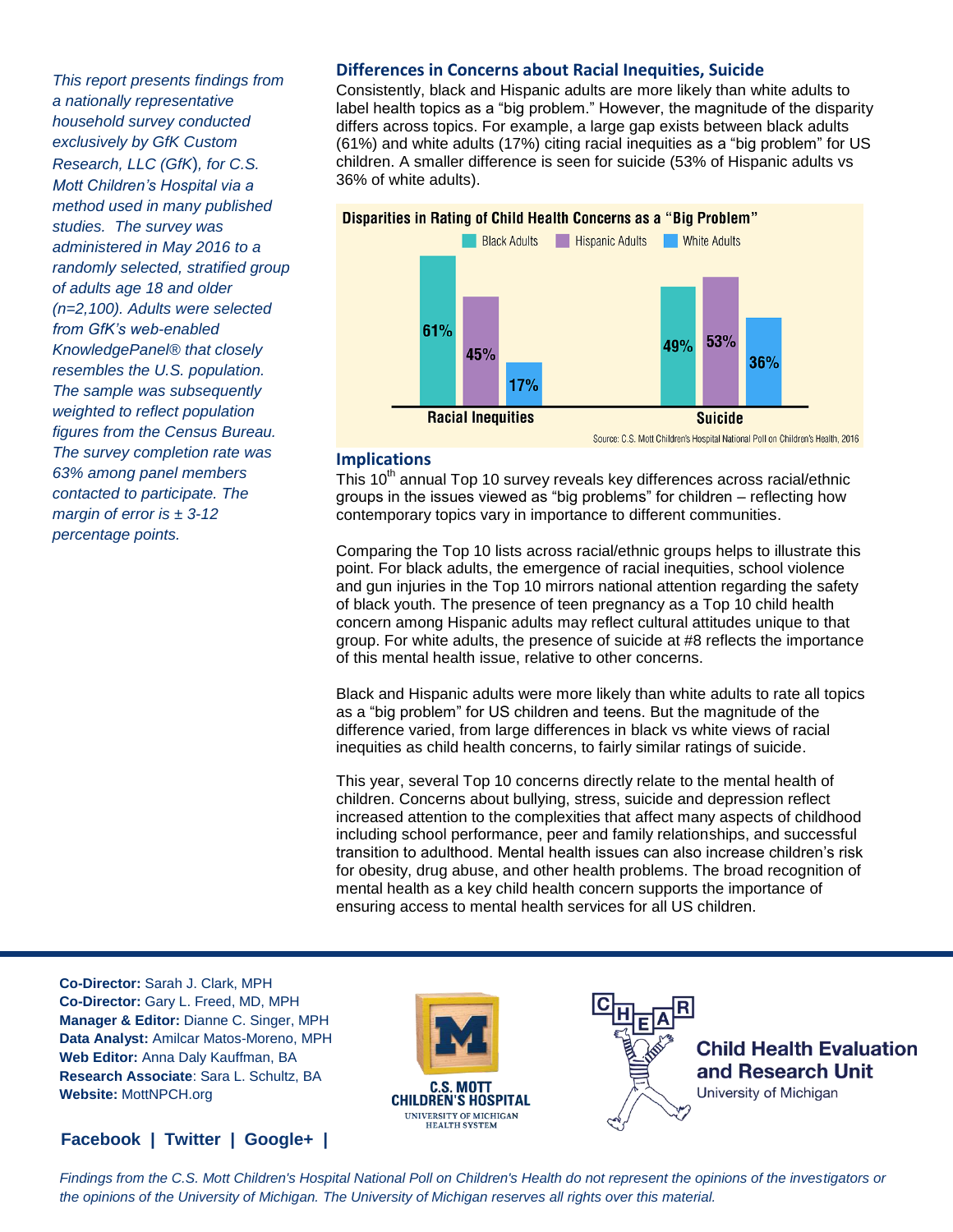*This report presents findings from a nationally representative household survey conducted exclusively by GfK Custom Research, LLC (GfK), for C.S. Mott Children's Hospital via a method used in many published studies. The survey was administered in May 2016 to a randomly selected, stratified group of adults age 18 and older (n=2,100). Adults were selected from GfK's web-enabled KnowledgePanel® that closely resembles the U.S. population. The sample was subsequently weighted to reflect population figures from the Census Bureau. The survey completion rate was 63% among panel members contacted to participate. The margin of error is ± 3-12 percentage points.*

## Differences in Concerns about Racial Inequities, Suicide

Consistently, black and Hispanic adults are more likely than white adults to label health topics as a "big problem." However, the magnitude of the disparity differs across topics. For example, a large gap exists between black adults (61%) and white adults (17%) citing racial inequities as a "big problem" for US children. A smaller difference is seen for suicide (53% of Hispanic adults vs 36% of white adults).

**Disparities in Rating of Child Health Concerns as a "Big Problem"**

Black Adults
Hispanic Adults
White Adults

Racial Inequities
61%
45%
17%

Suicide
49%
53%
36%

Source: C.S. Mott Children's Hospital National Poll on Children's Health, 2016

## Implications

This 10th annual Top 10 survey reveals key differences across racial/ethnic groups in the issues viewed as "big problems" for children – reflecting how contemporary topics vary in importance to different communities.

Comparing the Top 10 lists across racial/ethnic groups helps to illustrate this point. For black adults, the emergence of racial inequities, school violence and gun injuries in the Top 10 mirrors national attention regarding the safety of black youth. The presence of teen pregnancy as a Top 10 child health concern among Hispanic adults may reflect cultural attitudes unique to that group. For white adults, the presence of suicide at #8 reflects the importance of this mental health issue, relative to other concerns.

Black and Hispanic adults were more likely than white adults to rate all topics as a "big problem" for US children and teens. But the magnitude of the difference varied, from large differences in black vs white views of racial inequities as child health concerns, to fairly similar ratings of suicide.

This year, several Top 10 concerns directly relate to the mental health of children. Concerns about bullying, stress, suicide and depression reflect increased attention to the complexities that affect many aspects of childhood including school performance, peer and family relationships, and successful transition to adulthood. Mental health issues can also increase children's risk for obesity, drug abuse, and other health problems. The broad recognition of mental health as a key child health concern supports the importance of ensuring access to mental health services for all US children.

**Co-Director:** Sarah J. Clark, MPH
**Co-Director:** Gary L. Freed, MD, MPH
**Manager & Editor:** Dianne C. Singer, MPH
**Data Analyst:** Amilcar Matos-Moreno, MPH
**Web Editor:** Anna Daly Kauffman, BA
**Research Associate**: Sara L. Schultz, BA
**Website:** MottNPCH.org

**Facebook | Twitter | Google+ |**

C.S. MOTT CHILDREN'S HOSPITAL
UNIVERSITY OF MICHIGAN HEALTH SYSTEM

CHEAR
**Child Health Evaluation and Research Unit**
University of Michigan

*Findings from the C.S. Mott Children's Hospital National Poll on Children's Health do not represent the opinions of the investigators or the opinions of the University of Michigan. The University of Michigan reserves all rights over this material.*